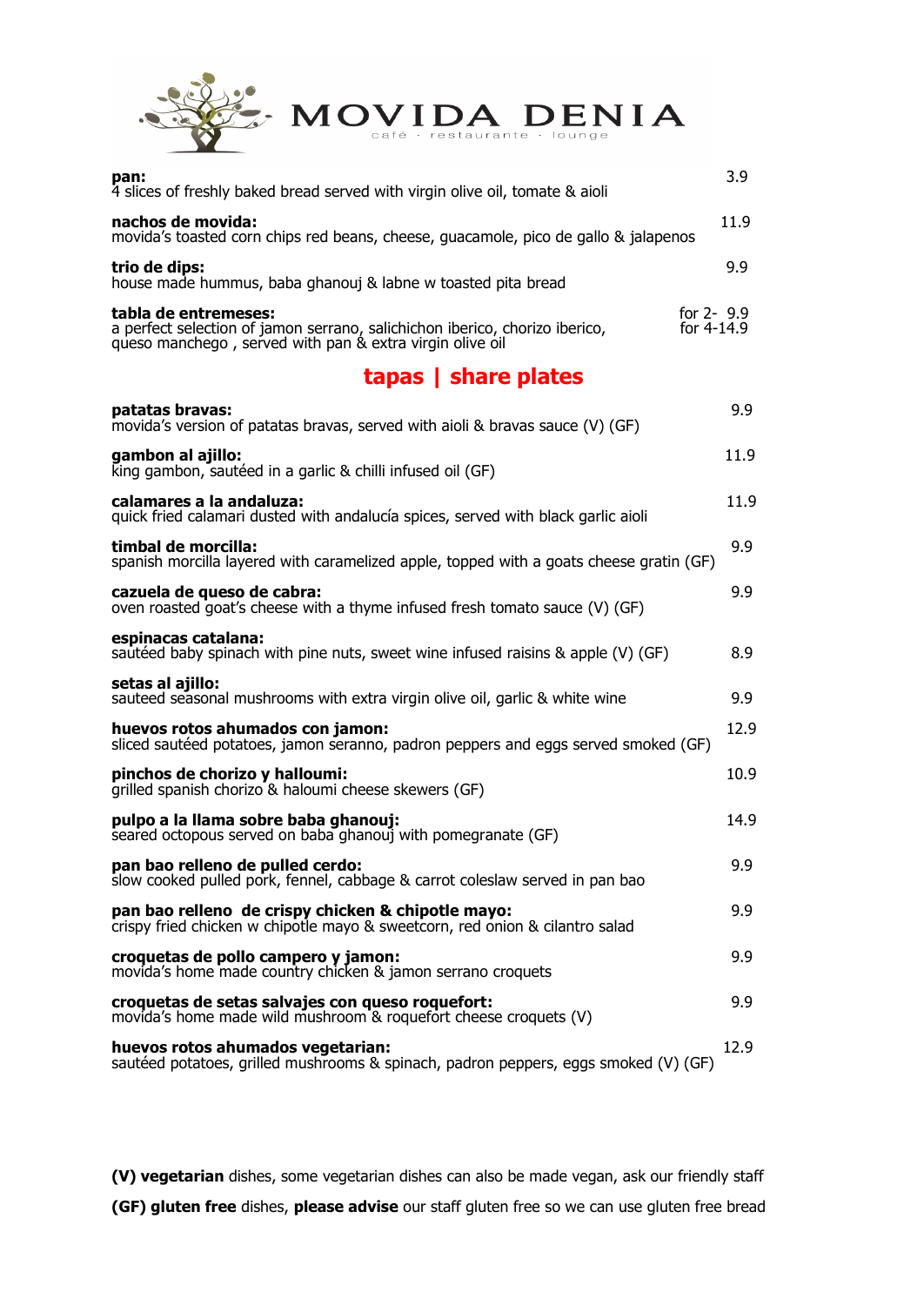# MOVIDA DENIA

café · restaurante · lounge

**pan:** 3.9
4 slices of freshly baked bread served with virgin olive oil, tomate & aioli

**nachos de movida:** 11.9
movida's toasted corn chips red beans, cheese, guacamole, pico de gallo & jalapenos

**trio de dips:** 9.9
house made hummus, baba ghanouj & labne w toasted pita bread

**tabla de entremeses:** for 2- 9.9 / for 4-14.9
a perfect selection of jamon serrano, salichichon iberico, chorizo iberico, queso manchego , served with pan & extra virgin olive oil

## tapas | share plates

**patatas bravas:** 9.9
movida's version of patatas bravas, served with aioli & bravas sauce (V) (GF)

**gambon al ajillo:** 11.9
king gambon, sautéed in a garlic & chilli infused oil (GF)

**calamares a la andaluza:** 11.9
quick fried calamari dusted with andalucía spices, served with black garlic aioli

**timbal de morcilla:** 9.9
spanish morcilla layered with caramelized apple, topped with a goats cheese gratin (GF)

**cazuela de queso de cabra:** 9.9
oven roasted goat's cheese with a thyme infused fresh tomato sauce (V) (GF)

**espinacas catalana:** 8.9
sautéed baby spinach with pine nuts, sweet wine infused raisins & apple (V) (GF)

**setas al ajillo:** 9.9
sauteed seasonal mushrooms with extra virgin olive oil, garlic & white wine

**huevos rotos ahumados con jamon:** 12.9
sliced sautéed potatoes, jamon seranno, padron peppers and eggs served smoked (GF)

**pinchos de chorizo y halloumi:** 10.9
grilled spanish chorizo & haloumi cheese skewers (GF)

**pulpo a la llama sobre baba ghanouj:** 14.9
seared octopous served on baba ghanouj with pomegranate (GF)

**pan bao relleno de pulled cerdo:** 9.9
slow cooked pulled pork, fennel, cabbage & carrot coleslaw served in pan bao

**pan bao relleno de crispy chicken & chipotle mayo:** 9.9
crispy fried chicken w chipotle mayo & sweetcorn, red onion & cilantro salad

**croquetas de pollo campero y jamon:** 9.9
movida's home made country chicken & jamon serrano croquets

**croquetas de setas salvajes con queso roquefort:** 9.9
movida's home made wild mushroom & roquefort cheese croquets (V)

**huevos rotos ahumados vegetarian:** 12.9
sautéed potatoes, grilled mushrooms & spinach, padron peppers, eggs smoked (V) (GF)

**(V) vegetarian** dishes, some vegetarian dishes can also be made vegan, ask our friendly staff

**(GF) gluten free** dishes, **please advise** our staff gluten free so we can use gluten free bread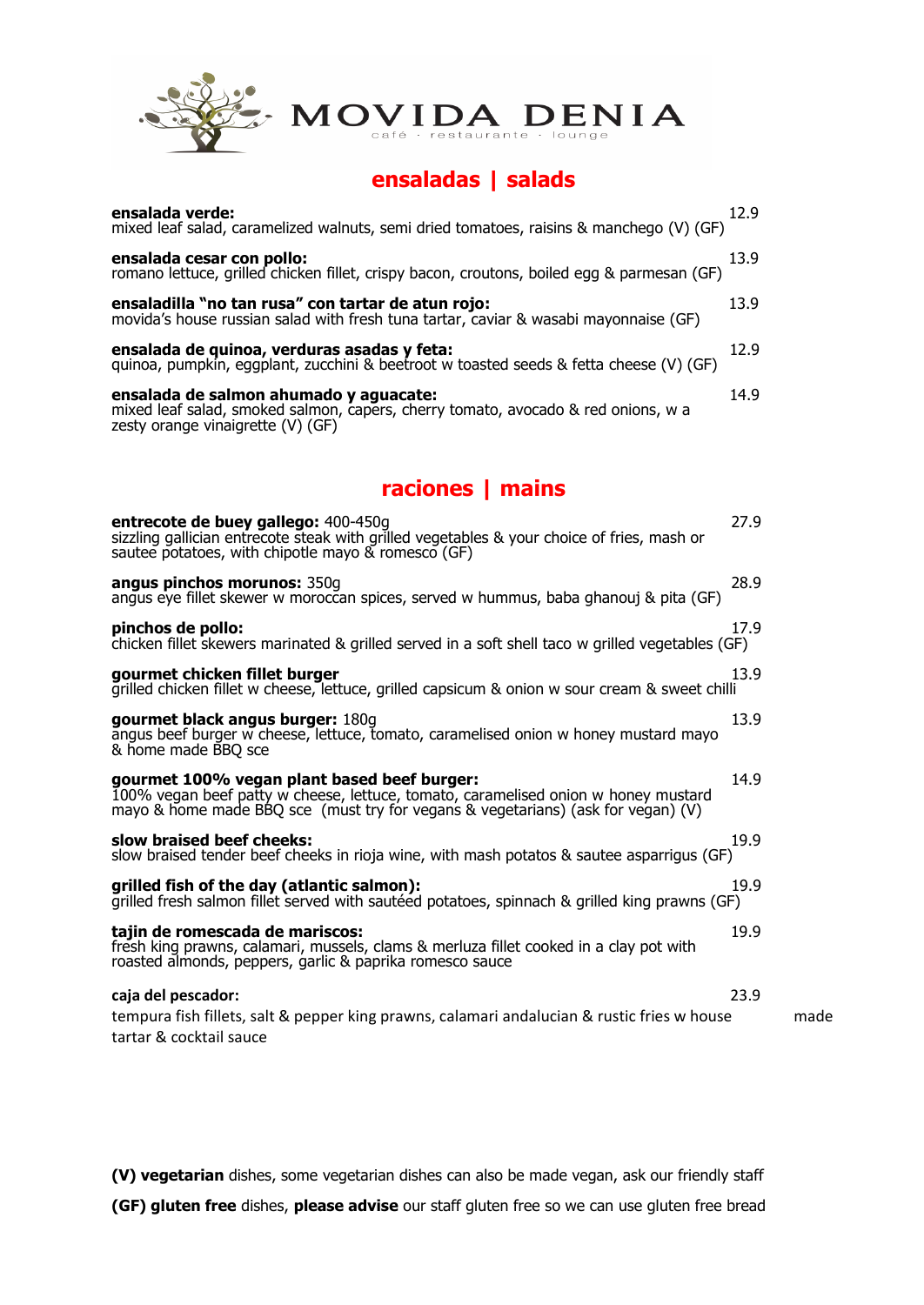# MOVIDA DENIA

café · restaurante · lounge

## ensaladas | salads

**ensalada verde:** 12.9
mixed leaf salad, caramelized walnuts, semi dried tomatoes, raisins & manchego (V) (GF)

**ensalada cesar con pollo:** 13.9
romano lettuce, grilled chicken fillet, crispy bacon, croutons, boiled egg & parmesan (GF)

**ensaladilla "no tan rusa" con tartar de atun rojo:** 13.9
movida's house russian salad with fresh tuna tartar, caviar & wasabi mayonnaise (GF)

**ensalada de quinoa, verduras asadas y feta:** 12.9
quinoa, pumpkin, eggplant, zucchini & beetroot w toasted seeds & fetta cheese (V) (GF)

**ensalada de salmon ahumado y aguacate:** 14.9
mixed leaf salad, smoked salmon, capers, cherry tomato, avocado & red onions, w a zesty orange vinaigrette (V) (GF)

## raciones | mains

**entrecote de buey gallego:** 400-450g 27.9
sizzling gallician entrecote steak with grilled vegetables & your choice of fries, mash or sautee potatoes, with chipotle mayo & romesco (GF)

**angus pinchos morunos:** 350g 28.9
angus eye fillet skewer w moroccan spices, served w hummus, baba ghanouj & pita (GF)

**pinchos de pollo:** 17.9
chicken fillet skewers marinated & grilled served in a soft shell taco w grilled vegetables (GF)

**gourmet chicken fillet burger** 13.9
grilled chicken fillet w cheese, lettuce, grilled capsicum & onion w sour cream & sweet chilli

**gourmet black angus burger:** 180g 13.9
angus beef burger w cheese, lettuce, tomato, caramelised onion w honey mustard mayo & home made BBQ sce

**gourmet 100% vegan plant based beef burger:** 14.9
100% vegan beef patty w cheese, lettuce, tomato, caramelised onion w honey mustard mayo & home made BBQ sce (must try for vegans & vegetarians) (ask for vegan) (V)

**slow braised beef cheeks:** 19.9
slow braised tender beef cheeks in rioja wine, with mash potatos & sautee asparrigus (GF)

**grilled fish of the day (atlantic salmon):** 19.9
grilled fresh salmon fillet served with sautéed potatoes, spinnach & grilled king prawns (GF)

**tajin de romescada de mariscos:** 19.9
fresh king prawns, calamari, mussels, clams & merluza fillet cooked in a clay pot with roasted almonds, peppers, garlic & paprika romesco sauce

**caja del pescador:** 23.9
tempura fish fillets, salt & pepper king prawns, calamari andalucian & rustic fries w house made tartar & cocktail sauce

**(V) vegetarian** dishes, some vegetarian dishes can also be made vegan, ask our friendly staff

**(GF) gluten free** dishes, **please advise** our staff gluten free so we can use gluten free bread